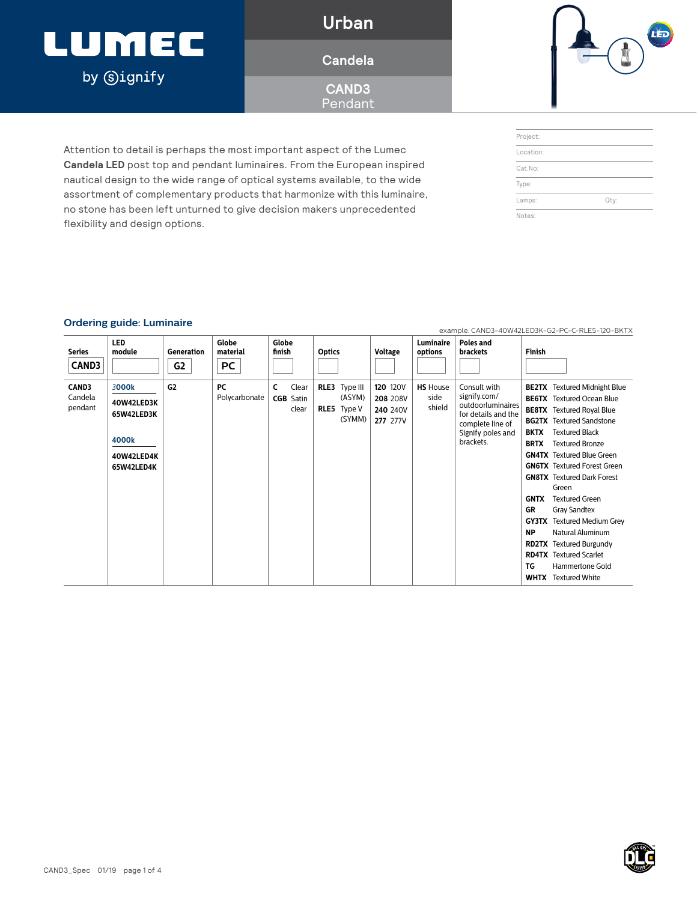# LUMEC by Signify

## Urban

## Candela

## CAND3 Pendant

Attention to detail is perhaps the most important aspect of the Lumec **Candela LED** post top and pendant luminaires. From the European inspired nautical design to the wide range of optical systems available, to the wide assortment of complementary products that harmonize with this luminaire, no stone has been left unturned to give decision makers unprecedented flexibility and design options.

| Project: | |
|---|---|
| Location: | |
| Cat.No: | |
| Type: | |
| Lamps: | Qty: |
| Notes: | |

## Ordering guide: Luminaire

example: CAND3-40W42LED3K-G2-PC-C-RLE5-120-BKTX

| Series | LED module | Generation | Globe material | Globe finish | Optics | Voltage | Luminaire options | Poles and brackets | Finish |
|---|---|---|---|---|---|---|---|---|---|
| CAND3 | | G2 | PC | | | | | | |
| **CAND3** Candela pendant | 3000k<br>**40W42LED3K**<br>**65W42LED3K**<br><br>4000k<br>**40W42LED4K**<br>**65W42LED4K** | **G2** | **PC** Polycarbonate | **C** Clear<br>**CGB** Satin clear | **RLE3** Type III (ASYM)<br>**RLE5** Type V (SYMM) | **120** 120V<br>**208** 208V<br>**240** 240V<br>**277** 277V | **HS** House side shield | Consult with signify.com/outdoorluminaires for details and the complete line of Signify poles and brackets. | **BE2TX** Textured Midnight Blue<br>**BE6TX** Textured Ocean Blue<br>**BE8TX** Textured Royal Blue<br>**BG2TX** Textured Sandstone<br>**BKTX** Textured Black<br>**BRTX** Textured Bronze<br>**GN4TX** Textured Blue Green<br>**GN6TX** Textured Forest Green<br>**GN8TX** Textured Dark Forest Green<br>**GNTX** Textured Green<br>**GR** Gray Sandtex<br>**GY3TX** Textured Medium Grey<br>**NP** Natural Aluminum<br>**RD2TX** Textured Burgundy<br>**RD4TX** Textured Scarlet<br>**TG** Hammertone Gold<br>**WHTX** Textured White |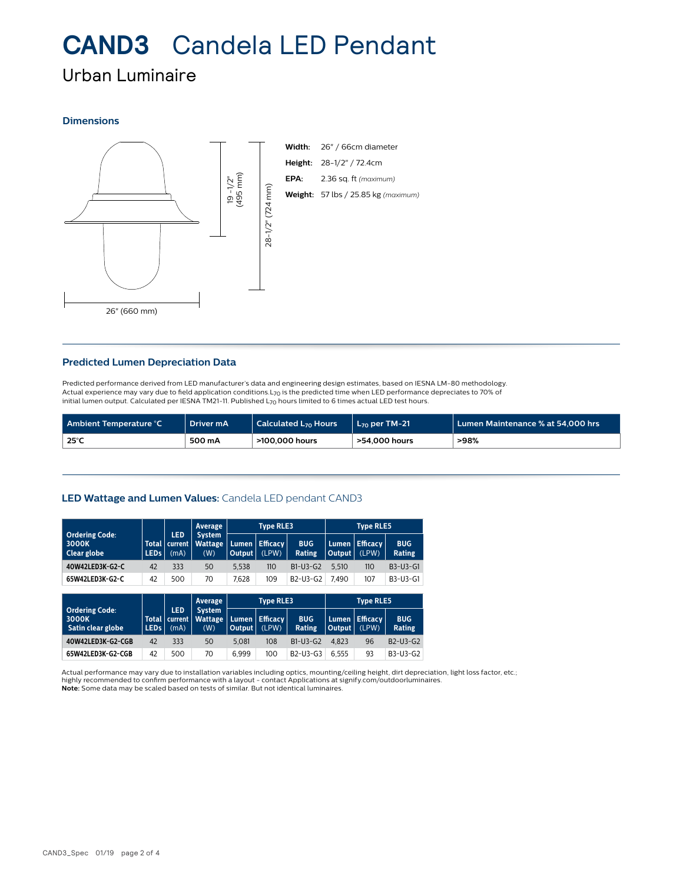# CAND3 Candela LED Pendant

## Urban Luminaire

### Dimensions

19 -1/2" (495 mm)

28-1/2" (724 mm)

26" (660 mm)

**Width:** 26" / 66cm diameter

**Height:** 28-1/2" / 72.4cm

**EPA:** 2.36 sq. ft *(maximum)*

**Weight:** 57 lbs / 25.85 kg *(maximum)*

### Predicted Lumen Depreciation Data

Predicted performance derived from LED manufacturer's data and engineering design estimates, based on IESNA LM-80 methodology. Actual experience may vary due to field application conditions. $L_{70}$ is the predicted time when LED performance depreciates to 70% of initial lumen output. Calculated per IESNA TM21-11. Published $L_{70}$ hours limited to 6 times actual LED test hours.

| Ambient Temperature °C | Driver mA | Calculated $L_{70}$ Hours | $L_{70}$ per TM-21 | Lumen Maintenance % at 54,000 hrs |
|---|---|---|---|---|
| 25°C | 500 mA | >100,000 hours | >54,000 hours | >98% |

### LED Wattage and Lumen Values: Candela LED pendant CAND3

| Ordering Code: 3000K Clear globe | Total LEDs | LED current (mA) | Average System Wattage (W) | Type RLE3 | | | Type RLE5 | | |
|---|---|---|---|---|---|---|---|---|---|
| | | | | Lumen Output | Efficacy (LPW) | BUG Rating | Lumen Output | Efficacy (LPW) | BUG Rating |
| 40W42LED3K-G2-C | 42 | 333 | 50 | 5,538 | 110 | B1-U3-G2 | 5,510 | 110 | B3-U3-G1 |
| 65W42LED3K-G2-C | 42 | 500 | 70 | 7,628 | 109 | B2-U3-G2 | 7,490 | 107 | B3-U3-G1 |

| Ordering Code: 3000K Satin clear globe | Total LEDs | LED current (mA) | Average System Wattage (W) | Type RLE3 | | | Type RLE5 | | |
|---|---|---|---|---|---|---|---|---|---|
| | | | | Lumen Output | Efficacy (LPW) | BUG Rating | Lumen Output | Efficacy (LPW) | BUG Rating |
| 40W42LED3K-G2-CGB | 42 | 333 | 50 | 5,081 | 108 | B1-U3-G2 | 4,823 | 96 | B2-U3-G2 |
| 65W42LED3K-G2-CGB | 42 | 500 | 70 | 6,999 | 100 | B2-U3-G3 | 6,555 | 93 | B3-U3-G2 |

Actual performance may vary due to installation variables including optics, mounting/ceiling height, dirt depreciation, light loss factor, etc.; highly recommended to confirm performance with a layout - contact Applications at signify.com/outdoorluminaires.
**Note:** Some data may be scaled based on tests of similar. But not identical luminaires.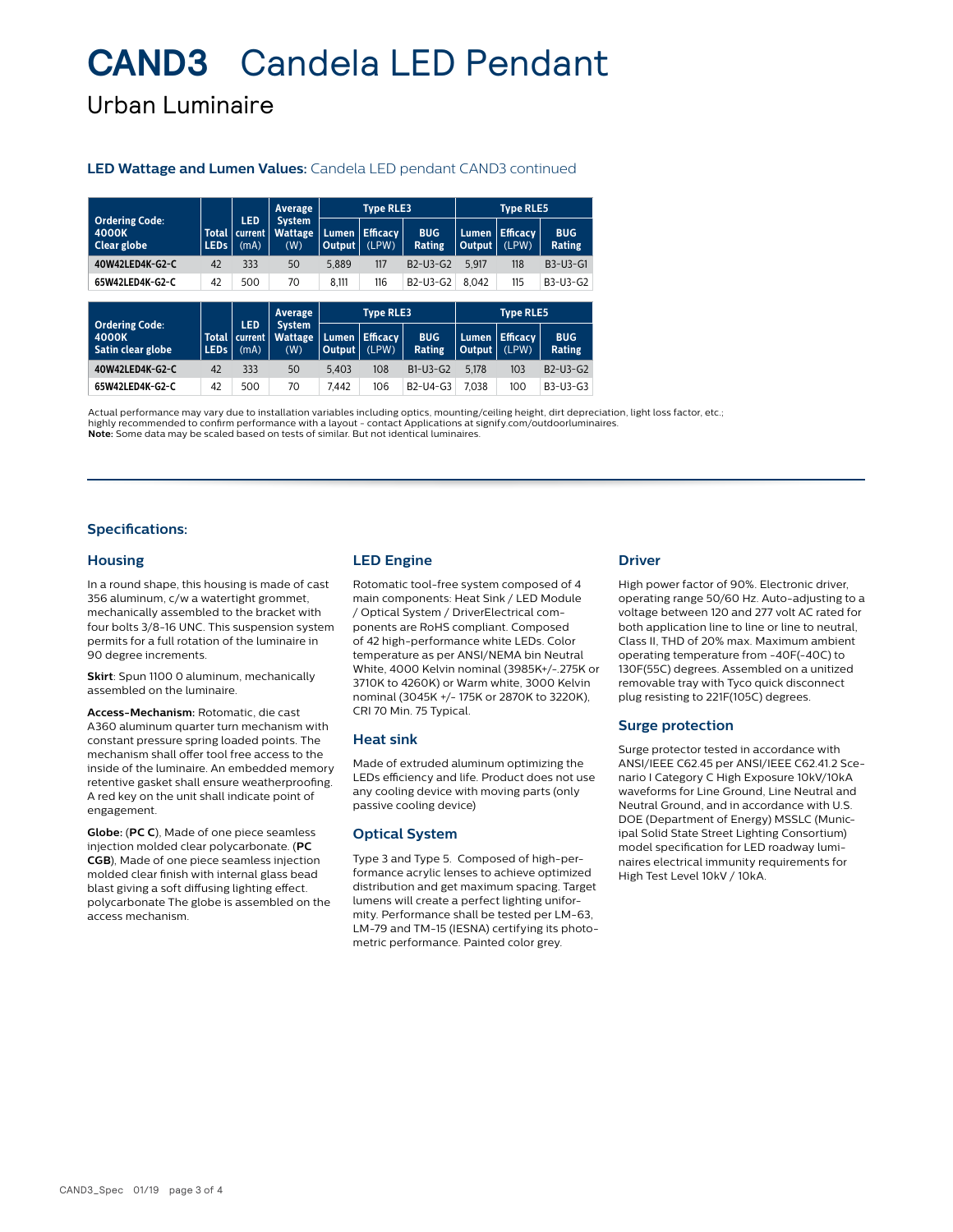# CAND3 Candela LED Pendant

## Urban Luminaire

**LED Wattage and Lumen Values:** Candela LED pendant CAND3 continued

| Ordering Code: 4000K Clear globe | Total LEDs | LED current (mA) | Average System Wattage (W) | Type RLE3 | | | Type RLE5 | | |
|---|---|---|---|---|---|---|---|---|---|
| | | | | Lumen Output | Efficacy (LPW) | BUG Rating | Lumen Output | Efficacy (LPW) | BUG Rating |
| 40W42LED4K-G2-C | 42 | 333 | 50 | 5,889 | 117 | B2-U3-G2 | 5,917 | 118 | B3-U3-G1 |
| 65W42LED4K-G2-C | 42 | 500 | 70 | 8,111 | 116 | B2-U3-G2 | 8,042 | 115 | B3-U3-G2 |

| Ordering Code: 4000K Satin clear globe | Total LEDs | LED current (mA) | Average System Wattage (W) | Type RLE3 | | | Type RLE5 | | |
|---|---|---|---|---|---|---|---|---|---|
| | | | | Lumen Output | Efficacy (LPW) | BUG Rating | Lumen Output | Efficacy (LPW) | BUG Rating |
| 40W42LED4K-G2-C | 42 | 333 | 50 | 5,403 | 108 | B1-U3-G2 | 5,178 | 103 | B2-U3-G2 |
| 65W42LED4K-G2-C | 42 | 500 | 70 | 7,442 | 106 | B2-U4-G3 | 7,038 | 100 | B3-U3-G3 |

Actual performance may vary due to installation variables including optics, mounting/ceiling height, dirt depreciation, light loss factor, etc.; highly recommended to confirm performance with a layout - contact Applications at signify.com/outdoorluminaires.
**Note:** Some data may be scaled based on tests of similar. But not identical luminaires.

## Specifications:

### Housing

In a round shape, this housing is made of cast 356 aluminum, c/w a watertight grommet, mechanically assembled to the bracket with four bolts 3/8-16 UNC. This suspension system permits for a full rotation of the luminaire in 90 degree increments.

**Skirt**: Spun 1100 0 aluminum, mechanically assembled on the luminaire.

**Access-Mechanism:** Rotomatic, die cast A360 aluminum quarter turn mechanism with constant pressure spring loaded points. The mechanism shall offer tool free access to the inside of the luminaire. An embedded memory retentive gasket shall ensure weatherproofing. A red key on the unit shall indicate point of engagement.

**Globe:** (**PC C**), Made of one piece seamless injection molded clear polycarbonate. (**PC CGB**), Made of one piece seamless injection molded clear finish with internal glass bead blast giving a soft diffusing lighting effect. polycarbonate The globe is assembled on the access mechanism.

### LED Engine

Rotomatic tool-free system composed of 4 main components: Heat Sink / LED Module / Optical System / DriverElectrical com-ponents are RoHS compliant. Composed of 42 high-performance white LEDs. Color temperature as per ANSI/NEMA bin Neutral White, 4000 Kelvin nominal (3985K+/-.275K or 3710K to 4260K) or Warm white, 3000 Kelvin nominal (3045K +/- 175K or 2870K to 3220K), CRI 70 Min. 75 Typical.

### Heat sink

Made of extruded aluminum optimizing the LEDs efficiency and life. Product does not use any cooling device with moving parts (only passive cooling device)

### Optical System

Type 3 and Type 5. Composed of high-performance acrylic lenses to achieve optimized distribution and get maximum spacing. Target lumens will create a perfect lighting uniformity. Performance shall be tested per LM-63, LM-79 and TM-15 (IESNA) certifying its photometric performance. Painted color grey.

### Driver

High power factor of 90%. Electronic driver, operating range 50/60 Hz. Auto-adjusting to a voltage between 120 and 277 volt AC rated for both application line to line or line to neutral, Class II, THD of 20% max. Maximum ambient operating temperature from -40F(-40C) to 130F(55C) degrees. Assembled on a unitized removable tray with Tyco quick disconnect plug resisting to 221F(105C) degrees.

### Surge protection

Surge protector tested in accordance with ANSI/IEEE C62.45 per ANSI/IEEE C62.41.2 Scenario I Category C High Exposure 10kV/10kA waveforms for Line Ground, Line Neutral and Neutral Ground, and in accordance with U.S. DOE (Department of Energy) MSSLC (Municipal Solid State Street Lighting Consortium) model specification for LED roadway luminaires electrical immunity requirements for High Test Level 10kV / 10kA.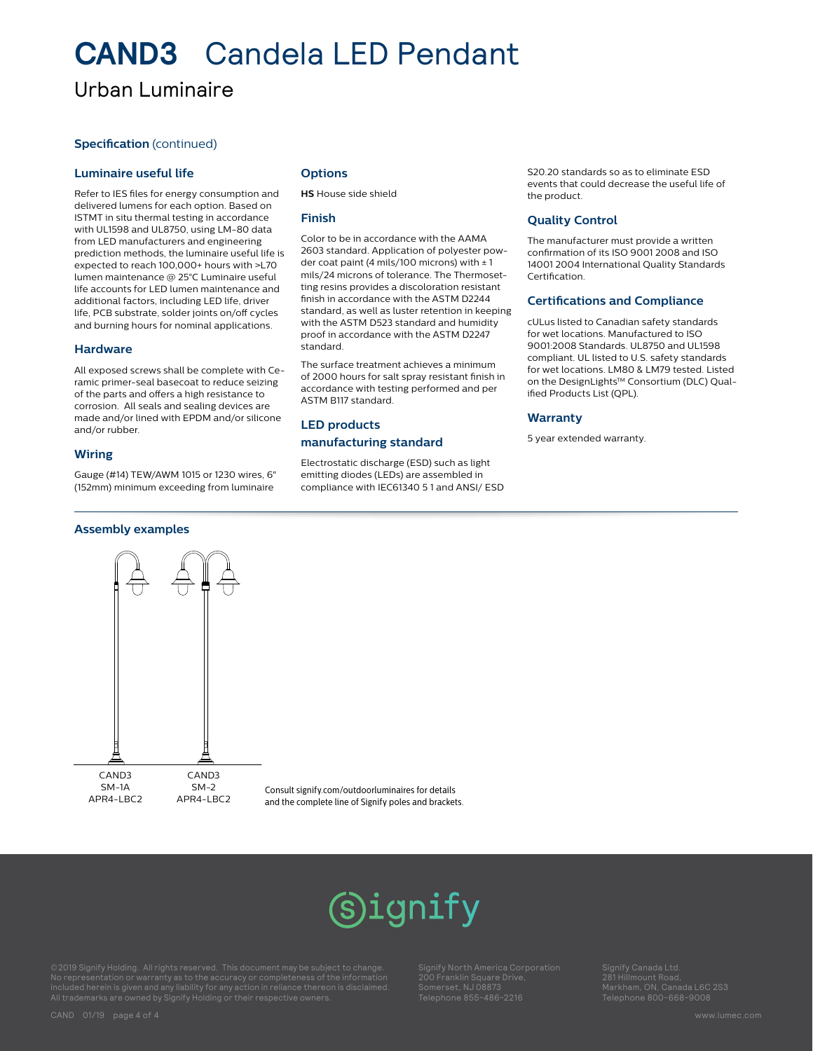# **CAND3** Candela LED Pendant

## Urban Luminaire

### **Specification** (continued)

### Luminaire useful life

Refer to IES files for energy consumption and delivered lumens for each option. Based on ISTMT in situ thermal testing in accordance with UL1598 and UL8750, using LM-80 data from LED manufacturers and engineering prediction methods, the luminaire useful life is expected to reach 100,000+ hours with >L70 lumen maintenance @ 25°C Luminaire useful life accounts for LED lumen maintenance and additional factors, including LED life, driver life, PCB substrate, solder joints on/off cycles and burning hours for nominal applications.

### Hardware

All exposed screws shall be complete with Ceramic primer-seal basecoat to reduce seizing of the parts and offers a high resistance to corrosion. All seals and sealing devices are made and/or lined with EPDM and/or silicone and/or rubber.

### Wiring

Gauge (#14) TEW/AWM 1015 or 1230 wires, 6" (152mm) minimum exceeding from luminaire

### Options

**HS** House side shield

### Finish

Color to be in accordance with the AAMA 2603 standard. Application of polyester powder coat paint (4 mils/100 microns) with ± 1 mils/24 microns of tolerance. The Thermosetting resins provides a discoloration resistant finish in accordance with the ASTM D2244 standard, as well as luster retention in keeping with the ASTM D523 standard and humidity proof in accordance with the ASTM D2247 standard.

The surface treatment achieves a minimum of 2000 hours for salt spray resistant finish in accordance with testing performed and per ASTM B117 standard.

### LED products manufacturing standard

Electrostatic discharge (ESD) such as light emitting diodes (LEDs) are assembled in compliance with IEC61340 5 1 and ANSI/ ESD S20.20 standards so as to eliminate ESD events that could decrease the useful life of the product.

### Quality Control

The manufacturer must provide a written confirmation of its ISO 9001 2008 and ISO 14001 2004 International Quality Standards Certification.

### Certifications and Compliance

cULus listed to Canadian safety standards for wet locations. Manufactured to ISO 9001:2008 Standards. UL8750 and UL1598 compliant. UL listed to U.S. safety standards for wet locations. LM80 & LM79 tested. Listed on the DesignLights™ Consortium (DLC) Qualified Products List (QPL).

### Warranty

5 year extended warranty.

### Assembly examples

CAND3
SM-1A
APR4-LBC2

CAND3
SM-2
APR4-LBC2

Consult signify.com/outdoorluminaires for details and the complete line of Signify poles and brackets.

Signify

© 2019 Signify Holding. All rights reserved. This document may be subject to change. No representation or warranty as to the accuracy or completeness of the information included herein is given and any liability for any action in reliance thereon is disclaimed. All trademarks are owned by Signify Holding or their respective owners.

Signify North America Corporation
200 Franklin Square Drive,
Somerset, NJ 08873
Telephone 855-486-2216

Signify Canada Ltd.
281 Hillmount Road,
Markham, ON, Canada L6C 2S3
Telephone 800-668-9008

www.lumec.com